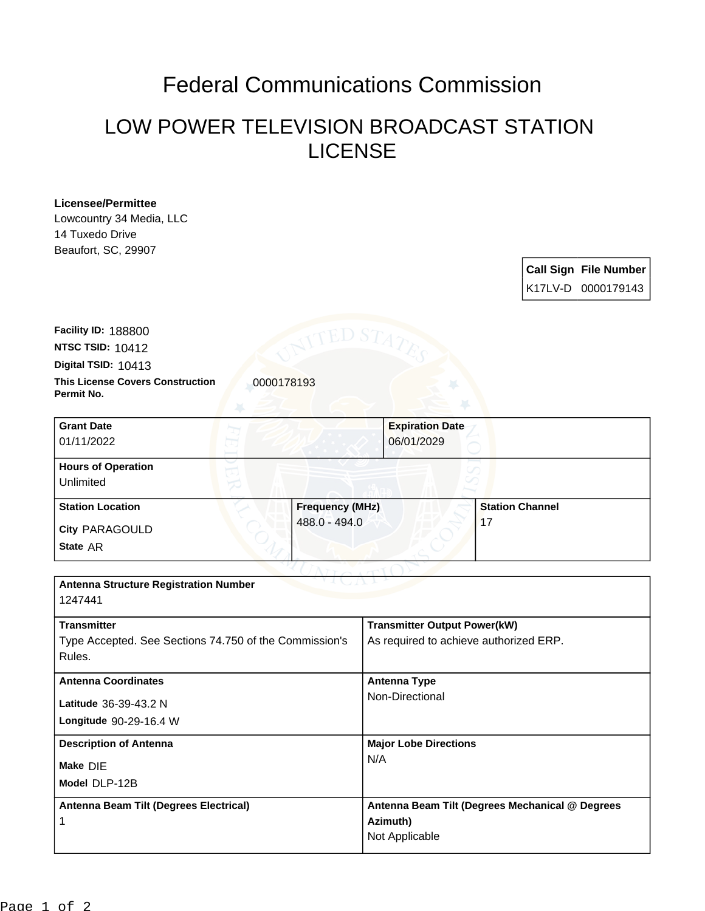# Federal Communications Commission

## LOW POWER TELEVISION BROADCAST STATION LICENSE

**Licensee/Permittee**
Lowcountry 34 Media, LLC
14 Tuxedo Drive
Beaufort, SC, 29907

| Call Sign | File Number |
|---|---|
| K17LV-D | 0000179143 |

**Facility ID:** 188800
**NTSC TSID:** 10412
**Digital TSID:** 10413
**This License Covers Construction Permit No.** 0000178193

| | |
|---|---|
| **Grant Date**<br>01/11/2022 | **Expiration Date**<br>06/01/2029 |
| **Hours of Operation**<br>Unlimited | |

| **Station Location** | **Frequency (MHz)** | **Station Channel** |
|---|---|---|
| City PARAGOULD<br>State AR | 488.0 - 494.0 | 17 |

| | |
|---|---|
| **Antenna Structure Registration Number**<br>1247441 | |
| **Transmitter**<br>Type Accepted. See Sections 74.750 of the Commission's Rules. | **Transmitter Output Power(kW)**<br>As required to achieve authorized ERP. |
| **Antenna Coordinates**<br>Latitude 36-39-43.2 N<br>Longitude 90-29-16.4 W | **Antenna Type**<br>Non-Directional |
| **Description of Antenna**<br>Make DIE<br>Model DLP-12B | **Major Lobe Directions**<br>N/A |
| **Antenna Beam Tilt (Degrees Electrical)**<br>1 | **Antenna Beam Tilt (Degrees Mechanical @ Degrees Azimuth)**<br>Not Applicable |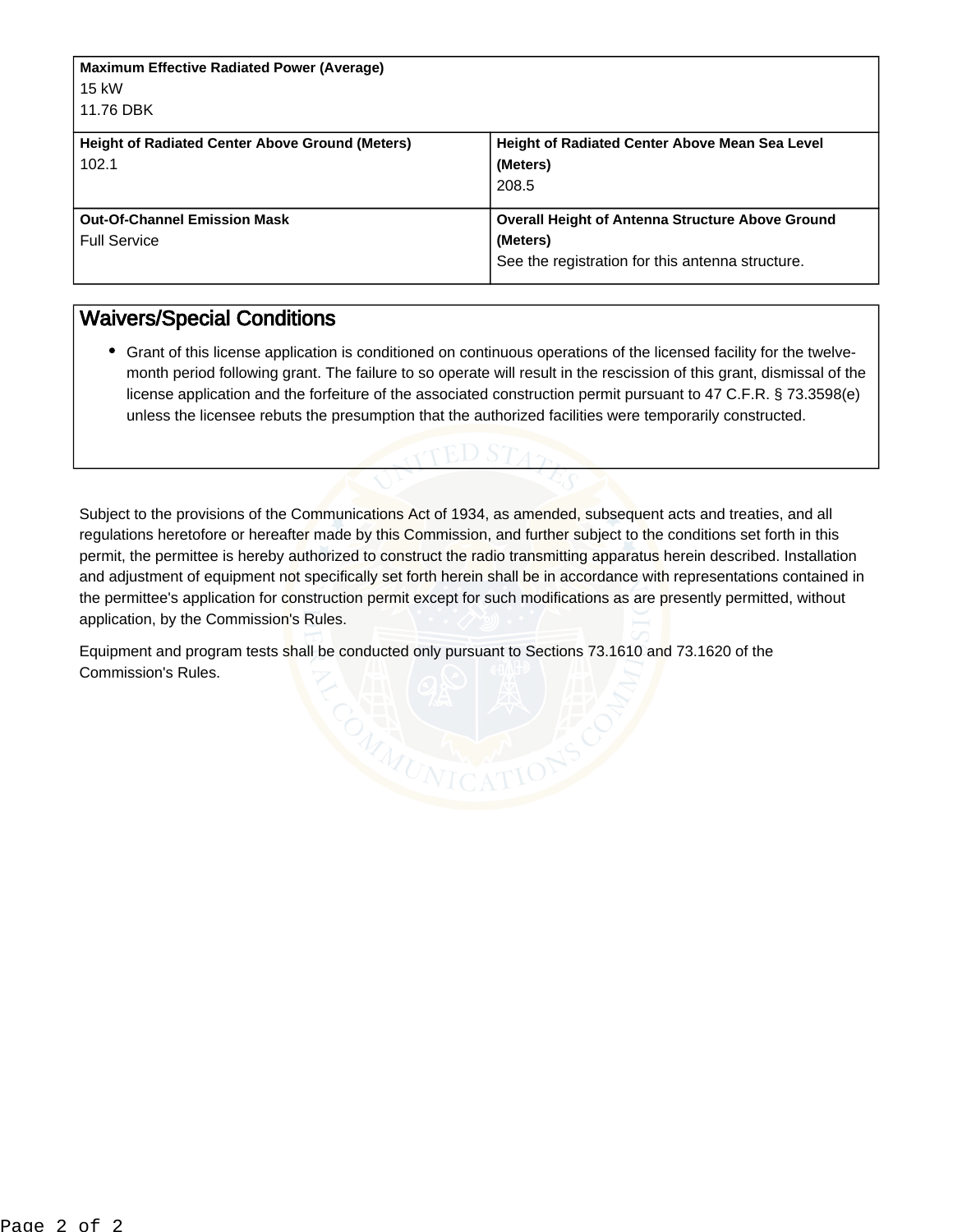| | |
|---|---|
| **Maximum Effective Radiated Power (Average)**<br>15 kW<br>11.76 DBK | |
| **Height of Radiated Center Above Ground (Meters)**<br>102.1 | **Height of Radiated Center Above Mean Sea Level (Meters)**<br>208.5 |
| **Out-Of-Channel Emission Mask**<br>Full Service | **Overall Height of Antenna Structure Above Ground (Meters)**<br>See the registration for this antenna structure. |

## Waivers/Special Conditions

- Grant of this license application is conditioned on continuous operations of the licensed facility for the twelve-month period following grant. The failure to so operate will result in the rescission of this grant, dismissal of the license application and the forfeiture of the associated construction permit pursuant to 47 C.F.R. § 73.3598(e) unless the licensee rebuts the presumption that the authorized facilities were temporarily constructed.

Subject to the provisions of the Communications Act of 1934, as amended, subsequent acts and treaties, and all regulations heretofore or hereafter made by this Commission, and further subject to the conditions set forth in this permit, the permittee is hereby authorized to construct the radio transmitting apparatus herein described. Installation and adjustment of equipment not specifically set forth herein shall be in accordance with representations contained in the permittee's application for construction permit except for such modifications as are presently permitted, without application, by the Commission's Rules.

Equipment and program tests shall be conducted only pursuant to Sections 73.1610 and 73.1620 of the Commission's Rules.